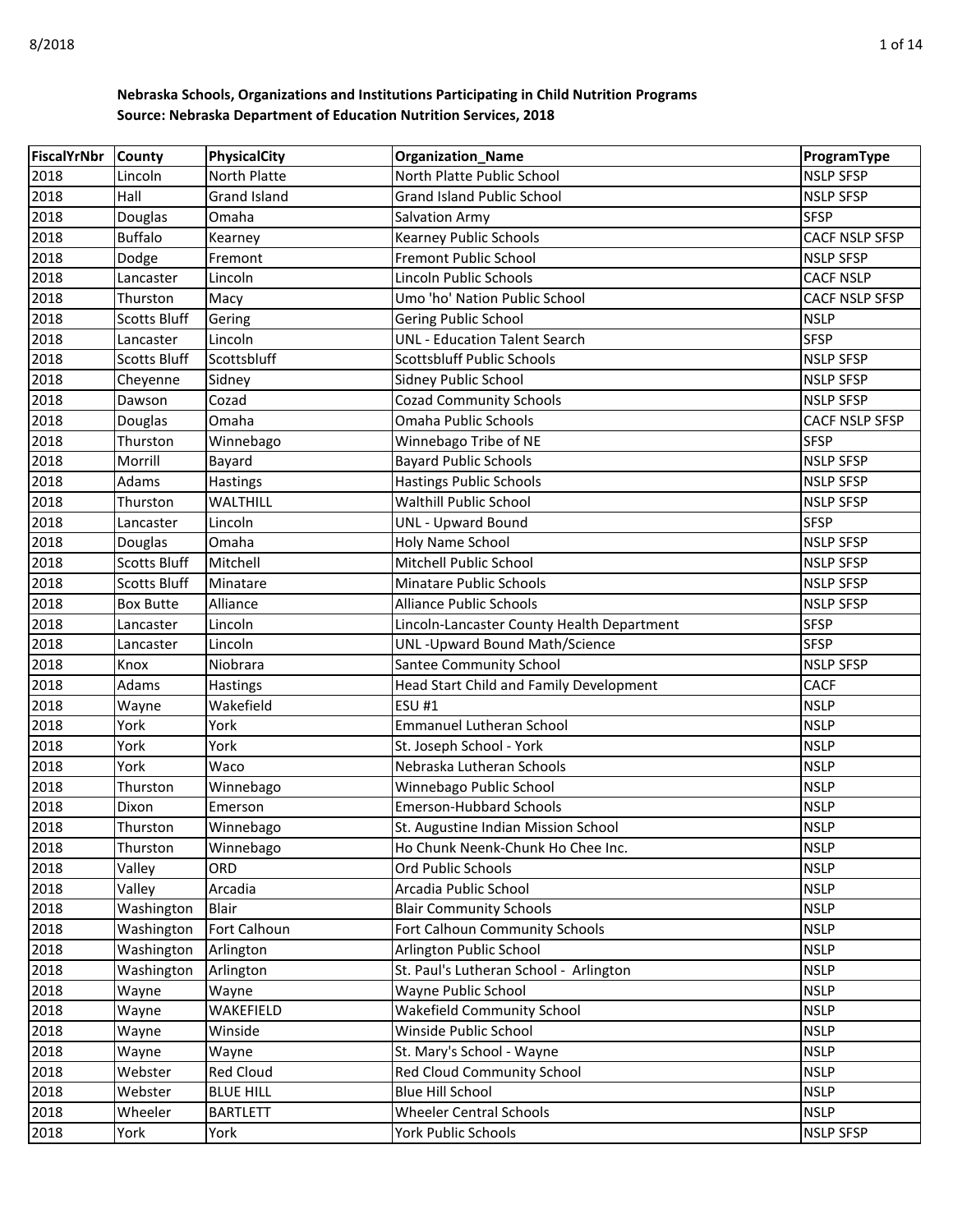**Nebraska Schools, Organizations and Institutions Participating in Child Nutrition Programs**
**Source: Nebraska Department of Education Nutrition Services, 2018**

| FiscalYrNbr | County | PhysicalCity | Organization_Name | ProgramType |
|---|---|---|---|---|
| 2018 | Lincoln | North Platte | North Platte Public School | NSLP SFSP |
| 2018 | Hall | Grand Island | Grand Island Public School | NSLP SFSP |
| 2018 | Douglas | Omaha | Salvation Army | SFSP |
| 2018 | Buffalo | Kearney | Kearney Public Schools | CACF NSLP SFSP |
| 2018 | Dodge | Fremont | Fremont Public School | NSLP SFSP |
| 2018 | Lancaster | Lincoln | Lincoln Public Schools | CACF NSLP |
| 2018 | Thurston | Macy | Umo 'ho' Nation Public School | CACF NSLP SFSP |
| 2018 | Scotts Bluff | Gering | Gering Public School | NSLP |
| 2018 | Lancaster | Lincoln | UNL - Education Talent Search | SFSP |
| 2018 | Scotts Bluff | Scottsbluff | Scottsbluff Public Schools | NSLP SFSP |
| 2018 | Cheyenne | Sidney | Sidney Public School | NSLP SFSP |
| 2018 | Dawson | Cozad | Cozad Community Schools | NSLP SFSP |
| 2018 | Douglas | Omaha | Omaha Public Schools | CACF NSLP SFSP |
| 2018 | Thurston | Winnebago | Winnebago Tribe of NE | SFSP |
| 2018 | Morrill | Bayard | Bayard Public Schools | NSLP SFSP |
| 2018 | Adams | Hastings | Hastings Public Schools | NSLP SFSP |
| 2018 | Thurston | WALTHILL | Walthill Public School | NSLP SFSP |
| 2018 | Lancaster | Lincoln | UNL - Upward Bound | SFSP |
| 2018 | Douglas | Omaha | Holy Name School | NSLP SFSP |
| 2018 | Scotts Bluff | Mitchell | Mitchell Public School | NSLP SFSP |
| 2018 | Scotts Bluff | Minatare | Minatare Public Schools | NSLP SFSP |
| 2018 | Box Butte | Alliance | Alliance Public Schools | NSLP SFSP |
| 2018 | Lancaster | Lincoln | Lincoln-Lancaster County Health Department | SFSP |
| 2018 | Lancaster | Lincoln | UNL -Upward Bound Math/Science | SFSP |
| 2018 | Knox | Niobrara | Santee Community School | NSLP SFSP |
| 2018 | Adams | Hastings | Head Start Child and Family Development | CACF |
| 2018 | Wayne | Wakefield | ESU #1 | NSLP |
| 2018 | York | York | Emmanuel Lutheran School | NSLP |
| 2018 | York | York | St. Joseph School - York | NSLP |
| 2018 | York | Waco | Nebraska Lutheran Schools | NSLP |
| 2018 | Thurston | Winnebago | Winnebago Public School | NSLP |
| 2018 | Dixon | Emerson | Emerson-Hubbard Schools | NSLP |
| 2018 | Thurston | Winnebago | St. Augustine Indian Mission School | NSLP |
| 2018 | Thurston | Winnebago | Ho Chunk Neenk-Chunk Ho Chee Inc. | NSLP |
| 2018 | Valley | ORD | Ord Public Schools | NSLP |
| 2018 | Valley | Arcadia | Arcadia Public School | NSLP |
| 2018 | Washington | Blair | Blair Community Schools | NSLP |
| 2018 | Washington | Fort Calhoun | Fort Calhoun Community Schools | NSLP |
| 2018 | Washington | Arlington | Arlington Public School | NSLP |
| 2018 | Washington | Arlington | St. Paul's Lutheran School - Arlington | NSLP |
| 2018 | Wayne | Wayne | Wayne Public School | NSLP |
| 2018 | Wayne | WAKEFIELD | Wakefield Community School | NSLP |
| 2018 | Wayne | Winside | Winside Public School | NSLP |
| 2018 | Wayne | Wayne | St. Mary's School - Wayne | NSLP |
| 2018 | Webster | Red Cloud | Red Cloud Community School | NSLP |
| 2018 | Webster | BLUE HILL | Blue Hill School | NSLP |
| 2018 | Wheeler | BARTLETT | Wheeler Central Schools | NSLP |
| 2018 | York | York | York Public Schools | NSLP SFSP |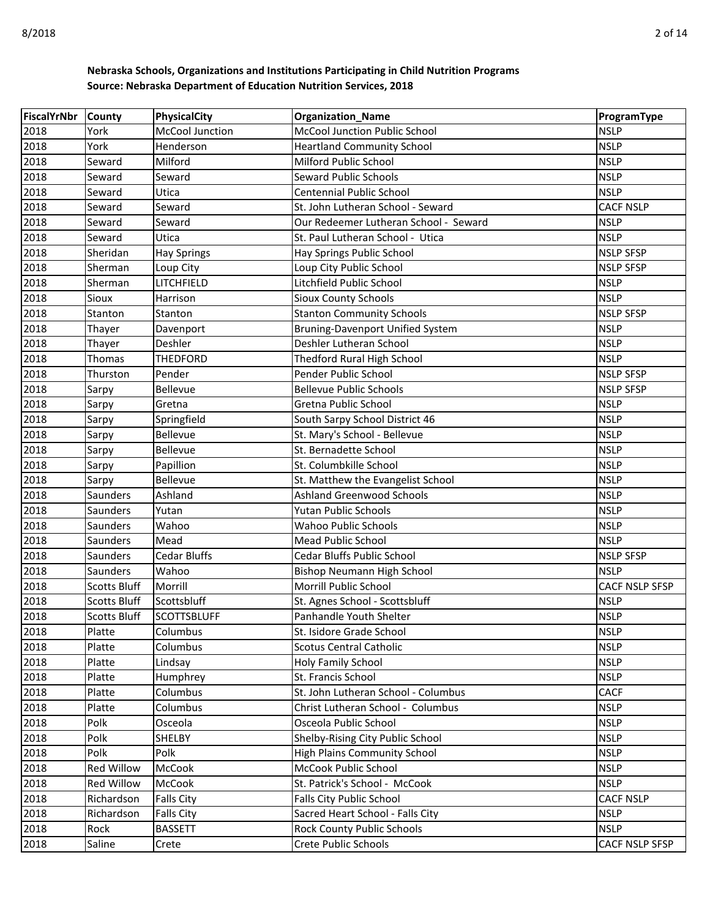**Nebraska Schools, Organizations and Institutions Participating in Child Nutrition Programs**
**Source: Nebraska Department of Education Nutrition Services, 2018**

| FiscalYrNbr | County | PhysicalCity | Organization_Name | ProgramType |
|---|---|---|---|---|
| 2018 | York | McCool Junction | McCool Junction Public School | NSLP |
| 2018 | York | Henderson | Heartland Community School | NSLP |
| 2018 | Seward | Milford | Milford Public School | NSLP |
| 2018 | Seward | Seward | Seward Public Schools | NSLP |
| 2018 | Seward | Utica | Centennial Public School | NSLP |
| 2018 | Seward | Seward | St. John Lutheran School - Seward | CACF NSLP |
| 2018 | Seward | Seward | Our Redeemer Lutheran School - Seward | NSLP |
| 2018 | Seward | Utica | St. Paul Lutheran School - Utica | NSLP |
| 2018 | Sheridan | Hay Springs | Hay Springs Public School | NSLP SFSP |
| 2018 | Sherman | Loup City | Loup City Public School | NSLP SFSP |
| 2018 | Sherman | LITCHFIELD | Litchfield Public School | NSLP |
| 2018 | Sioux | Harrison | Sioux County Schools | NSLP |
| 2018 | Stanton | Stanton | Stanton Community Schools | NSLP SFSP |
| 2018 | Thayer | Davenport | Bruning-Davenport Unified System | NSLP |
| 2018 | Thayer | Deshler | Deshler Lutheran School | NSLP |
| 2018 | Thomas | THEDFORD | Thedford Rural High School | NSLP |
| 2018 | Thurston | Pender | Pender Public School | NSLP SFSP |
| 2018 | Sarpy | Bellevue | Bellevue Public Schools | NSLP SFSP |
| 2018 | Sarpy | Gretna | Gretna Public School | NSLP |
| 2018 | Sarpy | Springfield | South Sarpy School District 46 | NSLP |
| 2018 | Sarpy | Bellevue | St. Mary's School - Bellevue | NSLP |
| 2018 | Sarpy | Bellevue | St. Bernadette School | NSLP |
| 2018 | Sarpy | Papillion | St. Columbkille School | NSLP |
| 2018 | Sarpy | Bellevue | St. Matthew the Evangelist School | NSLP |
| 2018 | Saunders | Ashland | Ashland Greenwood Schools | NSLP |
| 2018 | Saunders | Yutan | Yutan Public Schools | NSLP |
| 2018 | Saunders | Wahoo | Wahoo Public Schools | NSLP |
| 2018 | Saunders | Mead | Mead Public School | NSLP |
| 2018 | Saunders | Cedar Bluffs | Cedar Bluffs Public School | NSLP SFSP |
| 2018 | Saunders | Wahoo | Bishop Neumann High School | NSLP |
| 2018 | Scotts Bluff | Morrill | Morrill Public School | CACF NSLP SFSP |
| 2018 | Scotts Bluff | Scottsbluff | St. Agnes School - Scottsbluff | NSLP |
| 2018 | Scotts Bluff | SCOTTSBLUFF | Panhandle Youth Shelter | NSLP |
| 2018 | Platte | Columbus | St. Isidore Grade School | NSLP |
| 2018 | Platte | Columbus | Scotus Central Catholic | NSLP |
| 2018 | Platte | Lindsay | Holy Family School | NSLP |
| 2018 | Platte | Humphrey | St. Francis School | NSLP |
| 2018 | Platte | Columbus | St. John Lutheran School - Columbus | CACF |
| 2018 | Platte | Columbus | Christ Lutheran School - Columbus | NSLP |
| 2018 | Polk | Osceola | Osceola Public School | NSLP |
| 2018 | Polk | SHELBY | Shelby-Rising City Public School | NSLP |
| 2018 | Polk | Polk | High Plains Community School | NSLP |
| 2018 | Red Willow | McCook | McCook Public School | NSLP |
| 2018 | Red Willow | McCook | St. Patrick's School - McCook | NSLP |
| 2018 | Richardson | Falls City | Falls City Public School | CACF NSLP |
| 2018 | Richardson | Falls City | Sacred Heart School - Falls City | NSLP |
| 2018 | Rock | BASSETT | Rock County Public Schools | NSLP |
| 2018 | Saline | Crete | Crete Public Schools | CACF NSLP SFSP |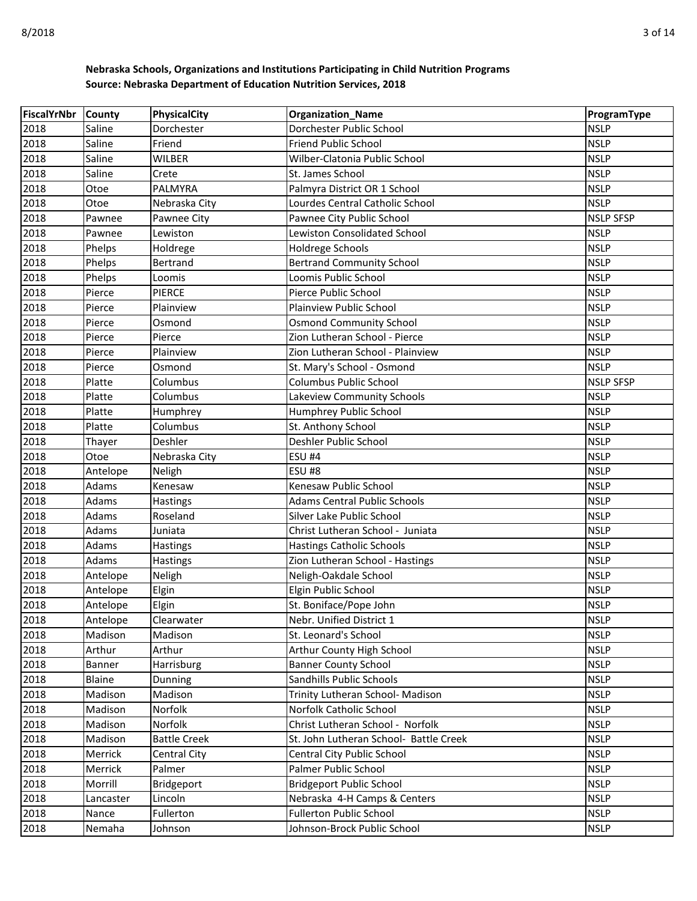**Nebraska Schools, Organizations and Institutions Participating in Child Nutrition Programs**
**Source: Nebraska Department of Education Nutrition Services, 2018**

| FiscalYrNbr | County | PhysicalCity | Organization_Name | ProgramType |
|---|---|---|---|---|
| 2018 | Saline | Dorchester | Dorchester Public School | NSLP |
| 2018 | Saline | Friend | Friend Public School | NSLP |
| 2018 | Saline | WILBER | Wilber-Clatonia Public School | NSLP |
| 2018 | Saline | Crete | St. James School | NSLP |
| 2018 | Otoe | PALMYRA | Palmyra District OR 1 School | NSLP |
| 2018 | Otoe | Nebraska City | Lourdes Central Catholic School | NSLP |
| 2018 | Pawnee | Pawnee City | Pawnee City Public School | NSLP SFSP |
| 2018 | Pawnee | Lewiston | Lewiston Consolidated School | NSLP |
| 2018 | Phelps | Holdrege | Holdrege Schools | NSLP |
| 2018 | Phelps | Bertrand | Bertrand Community School | NSLP |
| 2018 | Phelps | Loomis | Loomis Public School | NSLP |
| 2018 | Pierce | PIERCE | Pierce Public School | NSLP |
| 2018 | Pierce | Plainview | Plainview Public School | NSLP |
| 2018 | Pierce | Osmond | Osmond Community School | NSLP |
| 2018 | Pierce | Pierce | Zion Lutheran School - Pierce | NSLP |
| 2018 | Pierce | Plainview | Zion Lutheran School - Plainview | NSLP |
| 2018 | Pierce | Osmond | St. Mary's School - Osmond | NSLP |
| 2018 | Platte | Columbus | Columbus Public School | NSLP SFSP |
| 2018 | Platte | Columbus | Lakeview Community Schools | NSLP |
| 2018 | Platte | Humphrey | Humphrey Public School | NSLP |
| 2018 | Platte | Columbus | St. Anthony School | NSLP |
| 2018 | Thayer | Deshler | Deshler Public School | NSLP |
| 2018 | Otoe | Nebraska City | ESU #4 | NSLP |
| 2018 | Antelope | Neligh | ESU #8 | NSLP |
| 2018 | Adams | Kenesaw | Kenesaw Public School | NSLP |
| 2018 | Adams | Hastings | Adams Central Public Schools | NSLP |
| 2018 | Adams | Roseland | Silver Lake Public School | NSLP |
| 2018 | Adams | Juniata | Christ Lutheran School - Juniata | NSLP |
| 2018 | Adams | Hastings | Hastings Catholic Schools | NSLP |
| 2018 | Adams | Hastings | Zion Lutheran School - Hastings | NSLP |
| 2018 | Antelope | Neligh | Neligh-Oakdale School | NSLP |
| 2018 | Antelope | Elgin | Elgin Public School | NSLP |
| 2018 | Antelope | Elgin | St. Boniface/Pope John | NSLP |
| 2018 | Antelope | Clearwater | Nebr. Unified District 1 | NSLP |
| 2018 | Madison | Madison | St. Leonard's School | NSLP |
| 2018 | Arthur | Arthur | Arthur County High School | NSLP |
| 2018 | Banner | Harrisburg | Banner County School | NSLP |
| 2018 | Blaine | Dunning | Sandhills Public Schools | NSLP |
| 2018 | Madison | Madison | Trinity Lutheran School- Madison | NSLP |
| 2018 | Madison | Norfolk | Norfolk Catholic School | NSLP |
| 2018 | Madison | Norfolk | Christ Lutheran School - Norfolk | NSLP |
| 2018 | Madison | Battle Creek | St. John Lutheran School- Battle Creek | NSLP |
| 2018 | Merrick | Central City | Central City Public School | NSLP |
| 2018 | Merrick | Palmer | Palmer Public School | NSLP |
| 2018 | Morrill | Bridgeport | Bridgeport Public School | NSLP |
| 2018 | Lancaster | Lincoln | Nebraska 4-H Camps & Centers | NSLP |
| 2018 | Nance | Fullerton | Fullerton Public School | NSLP |
| 2018 | Nemaha | Johnson | Johnson-Brock Public School | NSLP |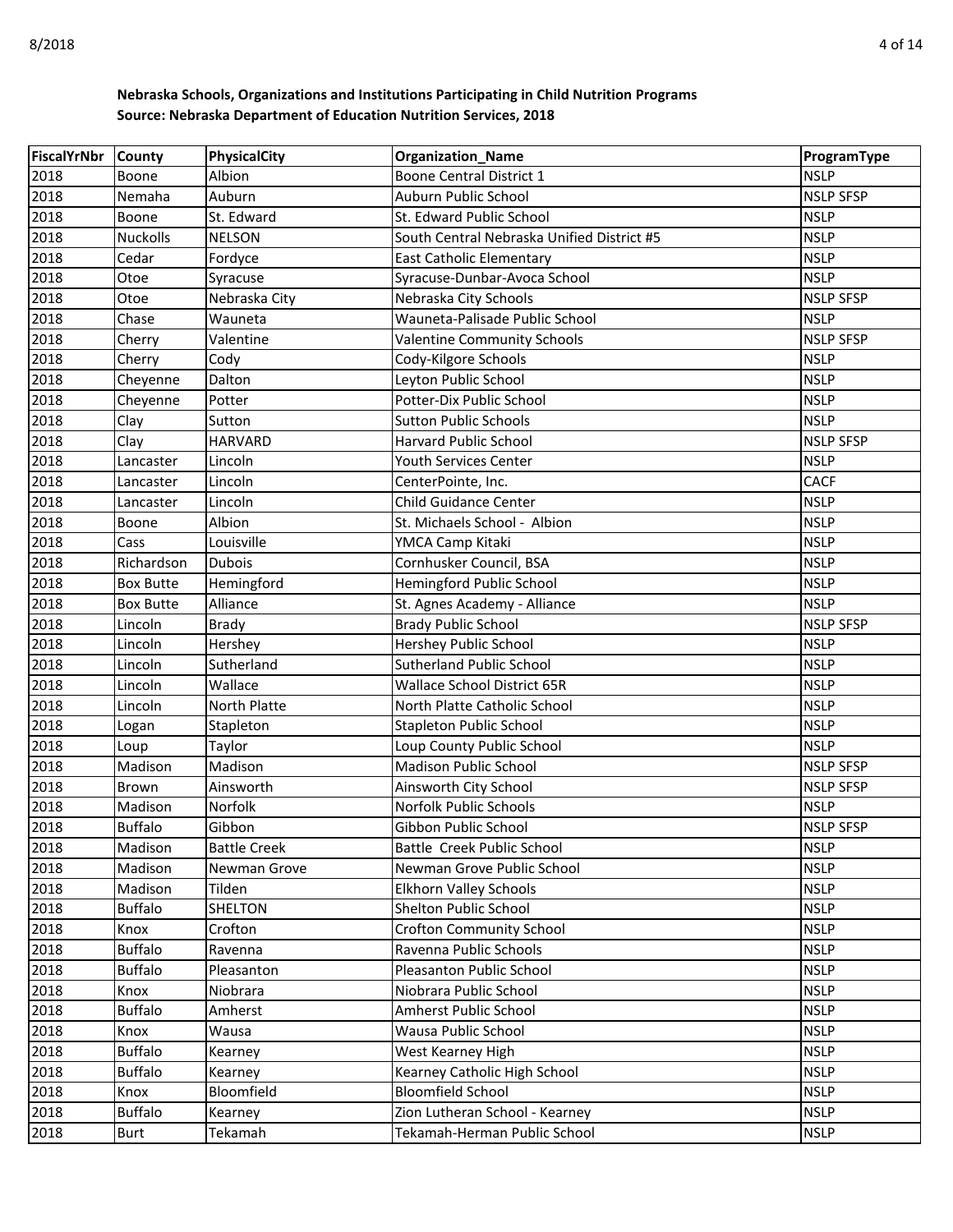**Nebraska Schools, Organizations and Institutions Participating in Child Nutrition Programs**
**Source: Nebraska Department of Education Nutrition Services, 2018**

| FiscalYrNbr | County | PhysicalCity | Organization_Name | ProgramType |
|---|---|---|---|---|
| 2018 | Boone | Albion | Boone Central District 1 | NSLP |
| 2018 | Nemaha | Auburn | Auburn Public School | NSLP SFSP |
| 2018 | Boone | St. Edward | St. Edward Public School | NSLP |
| 2018 | Nuckolls | NELSON | South Central Nebraska Unified District #5 | NSLP |
| 2018 | Cedar | Fordyce | East Catholic Elementary | NSLP |
| 2018 | Otoe | Syracuse | Syracuse-Dunbar-Avoca School | NSLP |
| 2018 | Otoe | Nebraska City | Nebraska City Schools | NSLP SFSP |
| 2018 | Chase | Wauneta | Wauneta-Palisade Public School | NSLP |
| 2018 | Cherry | Valentine | Valentine Community Schools | NSLP SFSP |
| 2018 | Cherry | Cody | Cody-Kilgore Schools | NSLP |
| 2018 | Cheyenne | Dalton | Leyton Public School | NSLP |
| 2018 | Cheyenne | Potter | Potter-Dix Public School | NSLP |
| 2018 | Clay | Sutton | Sutton Public Schools | NSLP |
| 2018 | Clay | HARVARD | Harvard Public School | NSLP SFSP |
| 2018 | Lancaster | Lincoln | Youth Services Center | NSLP |
| 2018 | Lancaster | Lincoln | CenterPointe, Inc. | CACF |
| 2018 | Lancaster | Lincoln | Child Guidance Center | NSLP |
| 2018 | Boone | Albion | St. Michaels School - Albion | NSLP |
| 2018 | Cass | Louisville | YMCA Camp Kitaki | NSLP |
| 2018 | Richardson | Dubois | Cornhusker Council, BSA | NSLP |
| 2018 | Box Butte | Hemingford | Hemingford Public School | NSLP |
| 2018 | Box Butte | Alliance | St. Agnes Academy - Alliance | NSLP |
| 2018 | Lincoln | Brady | Brady Public School | NSLP SFSP |
| 2018 | Lincoln | Hershey | Hershey Public School | NSLP |
| 2018 | Lincoln | Sutherland | Sutherland Public School | NSLP |
| 2018 | Lincoln | Wallace | Wallace School District 65R | NSLP |
| 2018 | Lincoln | North Platte | North Platte Catholic School | NSLP |
| 2018 | Logan | Stapleton | Stapleton Public School | NSLP |
| 2018 | Loup | Taylor | Loup County Public School | NSLP |
| 2018 | Madison | Madison | Madison Public School | NSLP SFSP |
| 2018 | Brown | Ainsworth | Ainsworth City School | NSLP SFSP |
| 2018 | Madison | Norfolk | Norfolk Public Schools | NSLP |
| 2018 | Buffalo | Gibbon | Gibbon Public School | NSLP SFSP |
| 2018 | Madison | Battle Creek | Battle Creek Public School | NSLP |
| 2018 | Madison | Newman Grove | Newman Grove Public School | NSLP |
| 2018 | Madison | Tilden | Elkhorn Valley Schools | NSLP |
| 2018 | Buffalo | SHELTON | Shelton Public School | NSLP |
| 2018 | Knox | Crofton | Crofton Community School | NSLP |
| 2018 | Buffalo | Ravenna | Ravenna Public Schools | NSLP |
| 2018 | Buffalo | Pleasanton | Pleasanton Public School | NSLP |
| 2018 | Knox | Niobrara | Niobrara Public School | NSLP |
| 2018 | Buffalo | Amherst | Amherst Public School | NSLP |
| 2018 | Knox | Wausa | Wausa Public School | NSLP |
| 2018 | Buffalo | Kearney | West Kearney High | NSLP |
| 2018 | Buffalo | Kearney | Kearney Catholic High School | NSLP |
| 2018 | Knox | Bloomfield | Bloomfield School | NSLP |
| 2018 | Buffalo | Kearney | Zion Lutheran School - Kearney | NSLP |
| 2018 | Burt | Tekamah | Tekamah-Herman Public School | NSLP |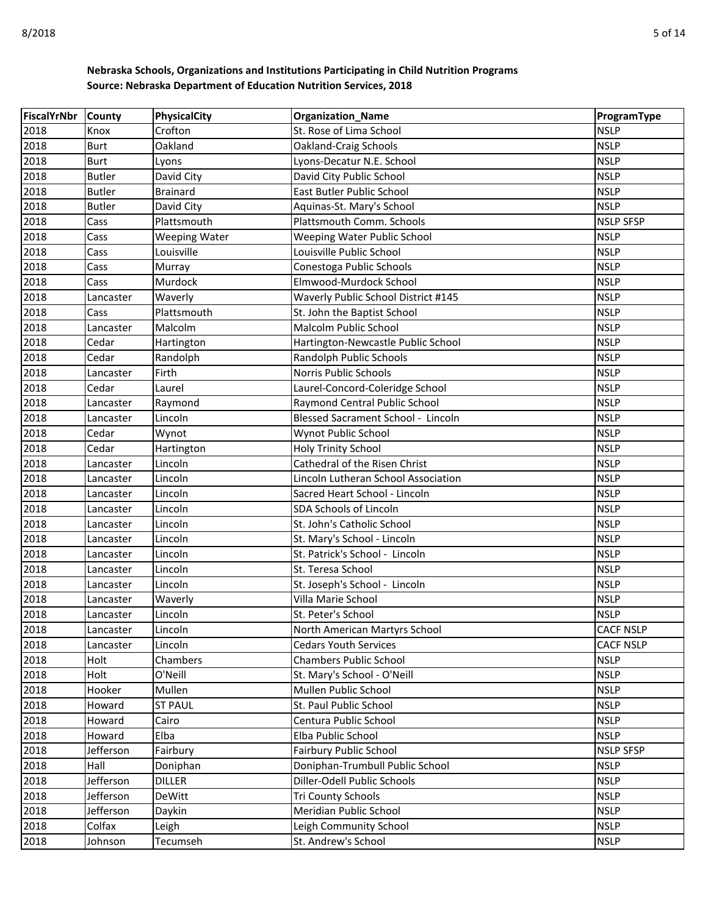**Nebraska Schools, Organizations and Institutions Participating in Child Nutrition Programs**
**Source: Nebraska Department of Education Nutrition Services, 2018**

| FiscalYrNbr | County | PhysicalCity | Organization_Name | ProgramType |
|---|---|---|---|---|
| 2018 | Knox | Crofton | St. Rose of Lima School | NSLP |
| 2018 | Burt | Oakland | Oakland-Craig Schools | NSLP |
| 2018 | Burt | Lyons | Lyons-Decatur N.E. School | NSLP |
| 2018 | Butler | David City | David City Public School | NSLP |
| 2018 | Butler | Brainard | East Butler Public School | NSLP |
| 2018 | Butler | David City | Aquinas-St. Mary's School | NSLP |
| 2018 | Cass | Plattsmouth | Plattsmouth Comm. Schools | NSLP SFSP |
| 2018 | Cass | Weeping Water | Weeping Water Public School | NSLP |
| 2018 | Cass | Louisville | Louisville Public School | NSLP |
| 2018 | Cass | Murray | Conestoga Public Schools | NSLP |
| 2018 | Cass | Murdock | Elmwood-Murdock School | NSLP |
| 2018 | Lancaster | Waverly | Waverly Public School District #145 | NSLP |
| 2018 | Cass | Plattsmouth | St. John the Baptist School | NSLP |
| 2018 | Lancaster | Malcolm | Malcolm Public School | NSLP |
| 2018 | Cedar | Hartington | Hartington-Newcastle Public School | NSLP |
| 2018 | Cedar | Randolph | Randolph Public Schools | NSLP |
| 2018 | Lancaster | Firth | Norris Public Schools | NSLP |
| 2018 | Cedar | Laurel | Laurel-Concord-Coleridge School | NSLP |
| 2018 | Lancaster | Raymond | Raymond Central Public School | NSLP |
| 2018 | Lancaster | Lincoln | Blessed Sacrament School - Lincoln | NSLP |
| 2018 | Cedar | Wynot | Wynot Public School | NSLP |
| 2018 | Cedar | Hartington | Holy Trinity School | NSLP |
| 2018 | Lancaster | Lincoln | Cathedral of the Risen Christ | NSLP |
| 2018 | Lancaster | Lincoln | Lincoln Lutheran School Association | NSLP |
| 2018 | Lancaster | Lincoln | Sacred Heart School - Lincoln | NSLP |
| 2018 | Lancaster | Lincoln | SDA Schools of Lincoln | NSLP |
| 2018 | Lancaster | Lincoln | St. John's Catholic School | NSLP |
| 2018 | Lancaster | Lincoln | St. Mary's School - Lincoln | NSLP |
| 2018 | Lancaster | Lincoln | St. Patrick's School - Lincoln | NSLP |
| 2018 | Lancaster | Lincoln | St. Teresa School | NSLP |
| 2018 | Lancaster | Lincoln | St. Joseph's School - Lincoln | NSLP |
| 2018 | Lancaster | Waverly | Villa Marie School | NSLP |
| 2018 | Lancaster | Lincoln | St. Peter's School | NSLP |
| 2018 | Lancaster | Lincoln | North American Martyrs School | CACF NSLP |
| 2018 | Lancaster | Lincoln | Cedars Youth Services | CACF NSLP |
| 2018 | Holt | Chambers | Chambers Public School | NSLP |
| 2018 | Holt | O'Neill | St. Mary's School - O'Neill | NSLP |
| 2018 | Hooker | Mullen | Mullen Public School | NSLP |
| 2018 | Howard | ST PAUL | St. Paul Public School | NSLP |
| 2018 | Howard | Cairo | Centura Public School | NSLP |
| 2018 | Howard | Elba | Elba Public School | NSLP |
| 2018 | Jefferson | Fairbury | Fairbury Public School | NSLP SFSP |
| 2018 | Hall | Doniphan | Doniphan-Trumbull Public School | NSLP |
| 2018 | Jefferson | DILLER | Diller-Odell Public Schools | NSLP |
| 2018 | Jefferson | DeWitt | Tri County Schools | NSLP |
| 2018 | Jefferson | Daykin | Meridian Public School | NSLP |
| 2018 | Colfax | Leigh | Leigh Community School | NSLP |
| 2018 | Johnson | Tecumseh | St. Andrew's School | NSLP |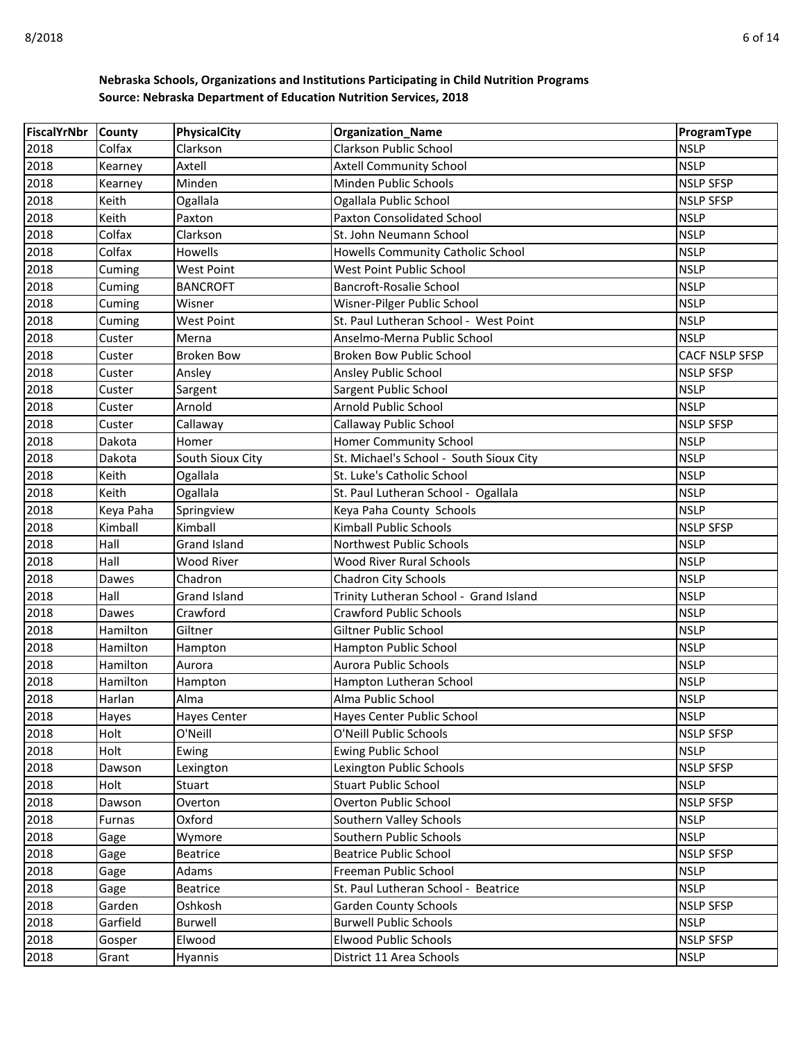**Nebraska Schools, Organizations and Institutions Participating in Child Nutrition Programs**
**Source: Nebraska Department of Education Nutrition Services, 2018**

| FiscalYrNbr | County | PhysicalCity | Organization_Name | ProgramType |
|---|---|---|---|---|
| 2018 | Colfax | Clarkson | Clarkson Public School | NSLP |
| 2018 | Kearney | Axtell | Axtell Community School | NSLP |
| 2018 | Kearney | Minden | Minden Public Schools | NSLP SFSP |
| 2018 | Keith | Ogallala | Ogallala Public School | NSLP SFSP |
| 2018 | Keith | Paxton | Paxton Consolidated School | NSLP |
| 2018 | Colfax | Clarkson | St. John Neumann School | NSLP |
| 2018 | Colfax | Howells | Howells Community Catholic School | NSLP |
| 2018 | Cuming | West Point | West Point Public School | NSLP |
| 2018 | Cuming | BANCROFT | Bancroft-Rosalie School | NSLP |
| 2018 | Cuming | Wisner | Wisner-Pilger Public School | NSLP |
| 2018 | Cuming | West Point | St. Paul Lutheran School - West Point | NSLP |
| 2018 | Custer | Merna | Anselmo-Merna Public School | NSLP |
| 2018 | Custer | Broken Bow | Broken Bow Public School | CACF NSLP SFSP |
| 2018 | Custer | Ansley | Ansley Public School | NSLP SFSP |
| 2018 | Custer | Sargent | Sargent Public School | NSLP |
| 2018 | Custer | Arnold | Arnold Public School | NSLP |
| 2018 | Custer | Callaway | Callaway Public School | NSLP SFSP |
| 2018 | Dakota | Homer | Homer Community School | NSLP |
| 2018 | Dakota | South Sioux City | St. Michael's School - South Sioux City | NSLP |
| 2018 | Keith | Ogallala | St. Luke's Catholic School | NSLP |
| 2018 | Keith | Ogallala | St. Paul Lutheran School - Ogallala | NSLP |
| 2018 | Keya Paha | Springview | Keya Paha County Schools | NSLP |
| 2018 | Kimball | Kimball | Kimball Public Schools | NSLP SFSP |
| 2018 | Hall | Grand Island | Northwest Public Schools | NSLP |
| 2018 | Hall | Wood River | Wood River Rural Schools | NSLP |
| 2018 | Dawes | Chadron | Chadron City Schools | NSLP |
| 2018 | Hall | Grand Island | Trinity Lutheran School - Grand Island | NSLP |
| 2018 | Dawes | Crawford | Crawford Public Schools | NSLP |
| 2018 | Hamilton | Giltner | Giltner Public School | NSLP |
| 2018 | Hamilton | Hampton | Hampton Public School | NSLP |
| 2018 | Hamilton | Aurora | Aurora Public Schools | NSLP |
| 2018 | Hamilton | Hampton | Hampton Lutheran School | NSLP |
| 2018 | Harlan | Alma | Alma Public School | NSLP |
| 2018 | Hayes | Hayes Center | Hayes Center Public School | NSLP |
| 2018 | Holt | O'Neill | O'Neill Public Schools | NSLP SFSP |
| 2018 | Holt | Ewing | Ewing Public School | NSLP |
| 2018 | Dawson | Lexington | Lexington Public Schools | NSLP SFSP |
| 2018 | Holt | Stuart | Stuart Public School | NSLP |
| 2018 | Dawson | Overton | Overton Public School | NSLP SFSP |
| 2018 | Furnas | Oxford | Southern Valley Schools | NSLP |
| 2018 | Gage | Wymore | Southern Public Schools | NSLP |
| 2018 | Gage | Beatrice | Beatrice Public School | NSLP SFSP |
| 2018 | Gage | Adams | Freeman Public School | NSLP |
| 2018 | Gage | Beatrice | St. Paul Lutheran School - Beatrice | NSLP |
| 2018 | Garden | Oshkosh | Garden County Schools | NSLP SFSP |
| 2018 | Garfield | Burwell | Burwell Public Schools | NSLP |
| 2018 | Gosper | Elwood | Elwood Public Schools | NSLP SFSP |
| 2018 | Grant | Hyannis | District 11 Area Schools | NSLP |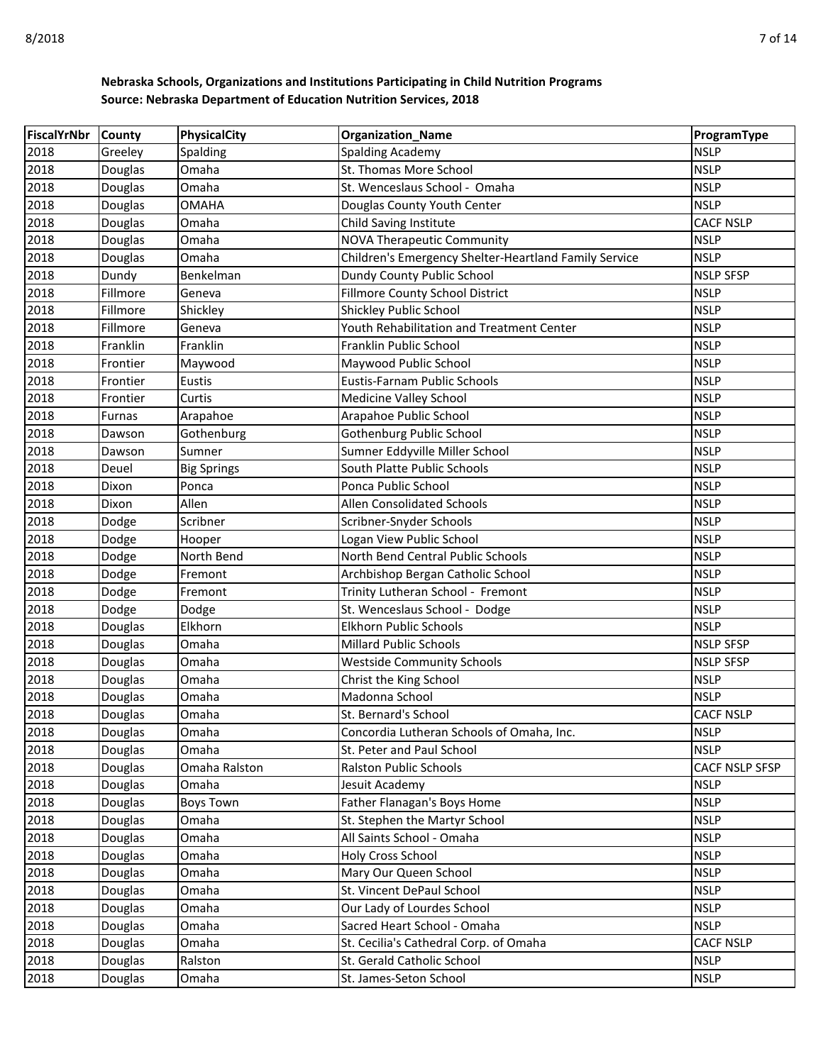**Nebraska Schools, Organizations and Institutions Participating in Child Nutrition Programs**
**Source: Nebraska Department of Education Nutrition Services, 2018**

| FiscalYrNbr | County | PhysicalCity | Organization_Name | ProgramType |
|---|---|---|---|---|
| 2018 | Greeley | Spalding | Spalding Academy | NSLP |
| 2018 | Douglas | Omaha | St. Thomas More School | NSLP |
| 2018 | Douglas | Omaha | St. Wenceslaus School -  Omaha | NSLP |
| 2018 | Douglas | OMAHA | Douglas County Youth Center | NSLP |
| 2018 | Douglas | Omaha | Child Saving Institute | CACF NSLP |
| 2018 | Douglas | Omaha | NOVA Therapeutic Community | NSLP |
| 2018 | Douglas | Omaha | Children's Emergency Shelter-Heartland Family Service | NSLP |
| 2018 | Dundy | Benkelman | Dundy County Public School | NSLP SFSP |
| 2018 | Fillmore | Geneva | Fillmore County School District | NSLP |
| 2018 | Fillmore | Shickley | Shickley Public School | NSLP |
| 2018 | Fillmore | Geneva | Youth Rehabilitation and Treatment Center | NSLP |
| 2018 | Franklin | Franklin | Franklin Public School | NSLP |
| 2018 | Frontier | Maywood | Maywood Public School | NSLP |
| 2018 | Frontier | Eustis | Eustis-Farnam Public Schools | NSLP |
| 2018 | Frontier | Curtis | Medicine Valley School | NSLP |
| 2018 | Furnas | Arapahoe | Arapahoe Public School | NSLP |
| 2018 | Dawson | Gothenburg | Gothenburg Public School | NSLP |
| 2018 | Dawson | Sumner | Sumner Eddyville Miller School | NSLP |
| 2018 | Deuel | Big Springs | South Platte Public Schools | NSLP |
| 2018 | Dixon | Ponca | Ponca Public School | NSLP |
| 2018 | Dixon | Allen | Allen Consolidated Schools | NSLP |
| 2018 | Dodge | Scribner | Scribner-Snyder Schools | NSLP |
| 2018 | Dodge | Hooper | Logan View Public School | NSLP |
| 2018 | Dodge | North Bend | North Bend Central Public Schools | NSLP |
| 2018 | Dodge | Fremont | Archbishop Bergan Catholic School | NSLP |
| 2018 | Dodge | Fremont | Trinity Lutheran School -  Fremont | NSLP |
| 2018 | Dodge | Dodge | St. Wenceslaus School -  Dodge | NSLP |
| 2018 | Douglas | Elkhorn | Elkhorn Public Schools | NSLP |
| 2018 | Douglas | Omaha | Millard Public Schools | NSLP SFSP |
| 2018 | Douglas | Omaha | Westside Community Schools | NSLP SFSP |
| 2018 | Douglas | Omaha | Christ the King School | NSLP |
| 2018 | Douglas | Omaha | Madonna School | NSLP |
| 2018 | Douglas | Omaha | St. Bernard's School | CACF NSLP |
| 2018 | Douglas | Omaha | Concordia Lutheran Schools of Omaha, Inc. | NSLP |
| 2018 | Douglas | Omaha | St. Peter and Paul School | NSLP |
| 2018 | Douglas | Omaha Ralston | Ralston Public Schools | CACF NSLP SFSP |
| 2018 | Douglas | Omaha | Jesuit Academy | NSLP |
| 2018 | Douglas | Boys Town | Father Flanagan's Boys Home | NSLP |
| 2018 | Douglas | Omaha | St. Stephen the Martyr School | NSLP |
| 2018 | Douglas | Omaha | All Saints School - Omaha | NSLP |
| 2018 | Douglas | Omaha | Holy Cross School | NSLP |
| 2018 | Douglas | Omaha | Mary Our Queen School | NSLP |
| 2018 | Douglas | Omaha | St. Vincent DePaul School | NSLP |
| 2018 | Douglas | Omaha | Our Lady of Lourdes School | NSLP |
| 2018 | Douglas | Omaha | Sacred Heart School - Omaha | NSLP |
| 2018 | Douglas | Omaha | St. Cecilia's Cathedral Corp. of Omaha | CACF NSLP |
| 2018 | Douglas | Ralston | St. Gerald Catholic School | NSLP |
| 2018 | Douglas | Omaha | St. James-Seton School | NSLP |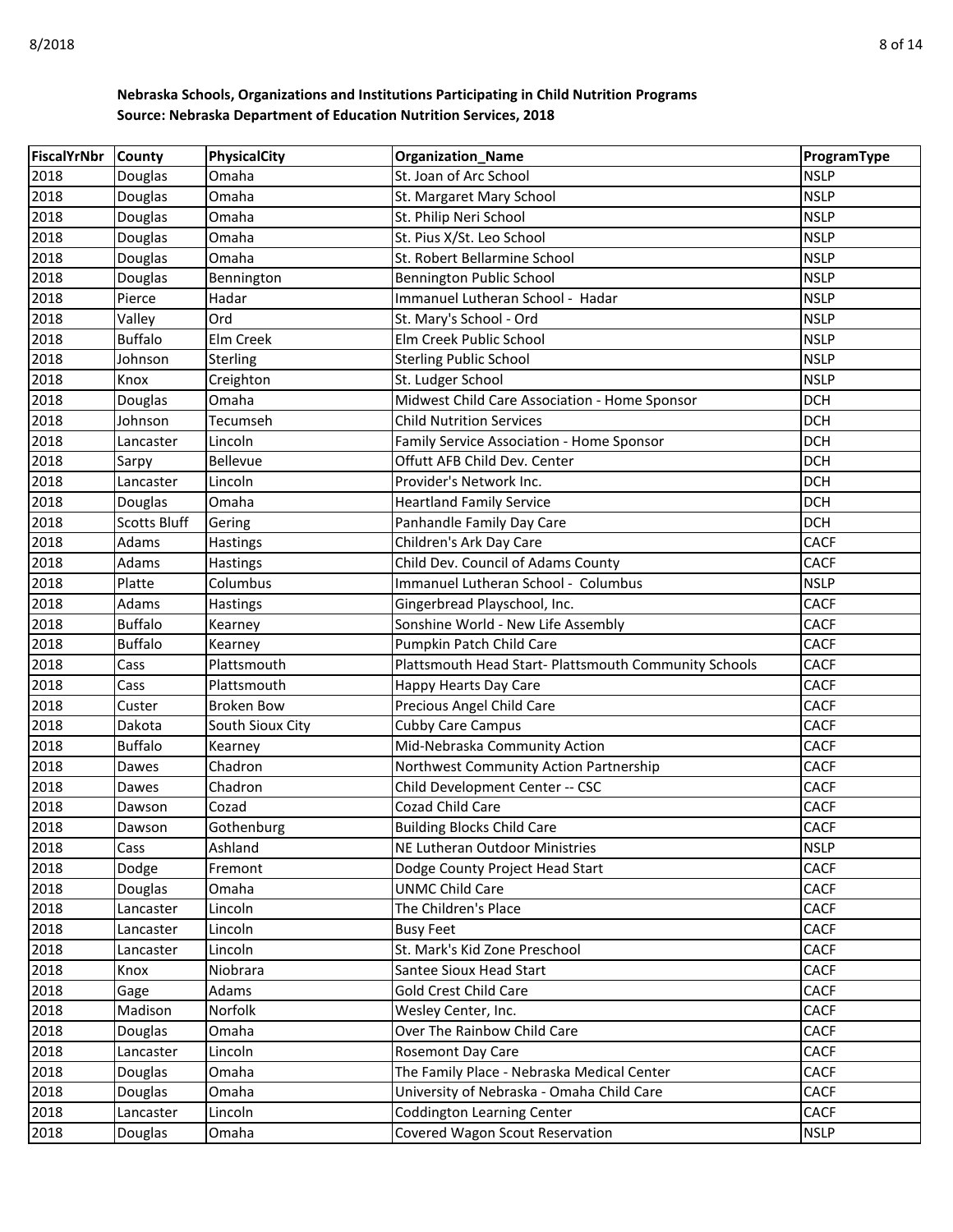**Nebraska Schools, Organizations and Institutions Participating in Child Nutrition Programs**
**Source: Nebraska Department of Education Nutrition Services, 2018**

| FiscalYrNbr | County | PhysicalCity | Organization_Name | ProgramType |
|---|---|---|---|---|
| 2018 | Douglas | Omaha | St. Joan of Arc School | NSLP |
| 2018 | Douglas | Omaha | St. Margaret Mary School | NSLP |
| 2018 | Douglas | Omaha | St. Philip Neri School | NSLP |
| 2018 | Douglas | Omaha | St. Pius X/St. Leo School | NSLP |
| 2018 | Douglas | Omaha | St. Robert Bellarmine School | NSLP |
| 2018 | Douglas | Bennington | Bennington Public School | NSLP |
| 2018 | Pierce | Hadar | Immanuel Lutheran School - Hadar | NSLP |
| 2018 | Valley | Ord | St. Mary's School - Ord | NSLP |
| 2018 | Buffalo | Elm Creek | Elm Creek Public School | NSLP |
| 2018 | Johnson | Sterling | Sterling Public School | NSLP |
| 2018 | Knox | Creighton | St. Ludger School | NSLP |
| 2018 | Douglas | Omaha | Midwest Child Care Association - Home Sponsor | DCH |
| 2018 | Johnson | Tecumseh | Child Nutrition Services | DCH |
| 2018 | Lancaster | Lincoln | Family Service Association - Home Sponsor | DCH |
| 2018 | Sarpy | Bellevue | Offutt AFB Child Dev. Center | DCH |
| 2018 | Lancaster | Lincoln | Provider's Network Inc. | DCH |
| 2018 | Douglas | Omaha | Heartland Family Service | DCH |
| 2018 | Scotts Bluff | Gering | Panhandle Family Day Care | DCH |
| 2018 | Adams | Hastings | Children's Ark Day Care | CACF |
| 2018 | Adams | Hastings | Child Dev. Council of Adams County | CACF |
| 2018 | Platte | Columbus | Immanuel Lutheran School - Columbus | NSLP |
| 2018 | Adams | Hastings | Gingerbread Playschool, Inc. | CACF |
| 2018 | Buffalo | Kearney | Sonshine World - New Life Assembly | CACF |
| 2018 | Buffalo | Kearney | Pumpkin Patch Child Care | CACF |
| 2018 | Cass | Plattsmouth | Plattsmouth Head Start- Plattsmouth Community Schools | CACF |
| 2018 | Cass | Plattsmouth | Happy Hearts Day Care | CACF |
| 2018 | Custer | Broken Bow | Precious Angel Child Care | CACF |
| 2018 | Dakota | South Sioux City | Cubby Care Campus | CACF |
| 2018 | Buffalo | Kearney | Mid-Nebraska Community Action | CACF |
| 2018 | Dawes | Chadron | Northwest Community Action Partnership | CACF |
| 2018 | Dawes | Chadron | Child Development Center -- CSC | CACF |
| 2018 | Dawson | Cozad | Cozad Child Care | CACF |
| 2018 | Dawson | Gothenburg | Building Blocks Child Care | CACF |
| 2018 | Cass | Ashland | NE Lutheran Outdoor Ministries | NSLP |
| 2018 | Dodge | Fremont | Dodge County Project Head Start | CACF |
| 2018 | Douglas | Omaha | UNMC Child Care | CACF |
| 2018 | Lancaster | Lincoln | The Children's Place | CACF |
| 2018 | Lancaster | Lincoln | Busy Feet | CACF |
| 2018 | Lancaster | Lincoln | St. Mark's Kid Zone Preschool | CACF |
| 2018 | Knox | Niobrara | Santee Sioux Head Start | CACF |
| 2018 | Gage | Adams | Gold Crest Child Care | CACF |
| 2018 | Madison | Norfolk | Wesley Center, Inc. | CACF |
| 2018 | Douglas | Omaha | Over The Rainbow Child Care | CACF |
| 2018 | Lancaster | Lincoln | Rosemont Day Care | CACF |
| 2018 | Douglas | Omaha | The Family Place - Nebraska Medical Center | CACF |
| 2018 | Douglas | Omaha | University of Nebraska - Omaha Child Care | CACF |
| 2018 | Lancaster | Lincoln | Coddington Learning Center | CACF |
| 2018 | Douglas | Omaha | Covered Wagon Scout Reservation | NSLP |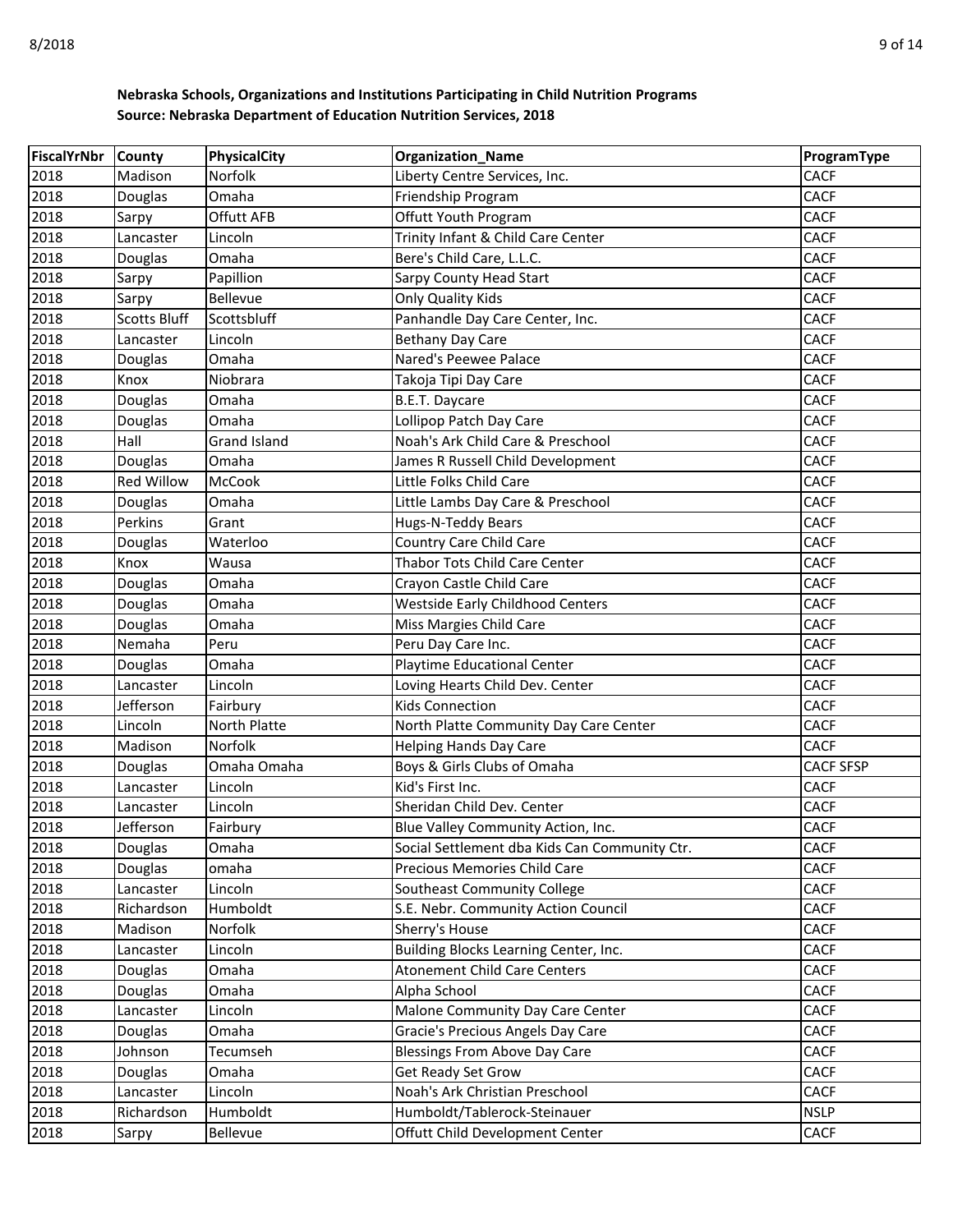**Nebraska Schools, Organizations and Institutions Participating in Child Nutrition Programs**
**Source: Nebraska Department of Education Nutrition Services, 2018**

| FiscalYrNbr | County | PhysicalCity | Organization_Name | ProgramType |
|---|---|---|---|---|
| 2018 | Madison | Norfolk | Liberty Centre Services, Inc. | CACF |
| 2018 | Douglas | Omaha | Friendship Program | CACF |
| 2018 | Sarpy | Offutt AFB | Offutt Youth Program | CACF |
| 2018 | Lancaster | Lincoln | Trinity Infant & Child Care Center | CACF |
| 2018 | Douglas | Omaha | Bere's Child Care, L.L.C. | CACF |
| 2018 | Sarpy | Papillion | Sarpy County Head Start | CACF |
| 2018 | Sarpy | Bellevue | Only Quality Kids | CACF |
| 2018 | Scotts Bluff | Scottsbluff | Panhandle Day Care Center, Inc. | CACF |
| 2018 | Lancaster | Lincoln | Bethany Day Care | CACF |
| 2018 | Douglas | Omaha | Nared's Peewee Palace | CACF |
| 2018 | Knox | Niobrara | Takoja Tipi Day Care | CACF |
| 2018 | Douglas | Omaha | B.E.T. Daycare | CACF |
| 2018 | Douglas | Omaha | Lollipop Patch Day Care | CACF |
| 2018 | Hall | Grand Island | Noah's Ark Child Care & Preschool | CACF |
| 2018 | Douglas | Omaha | James R Russell Child Development | CACF |
| 2018 | Red Willow | McCook | Little Folks Child Care | CACF |
| 2018 | Douglas | Omaha | Little Lambs Day Care & Preschool | CACF |
| 2018 | Perkins | Grant | Hugs-N-Teddy Bears | CACF |
| 2018 | Douglas | Waterloo | Country Care Child Care | CACF |
| 2018 | Knox | Wausa | Thabor Tots Child Care Center | CACF |
| 2018 | Douglas | Omaha | Crayon Castle Child Care | CACF |
| 2018 | Douglas | Omaha | Westside Early Childhood Centers | CACF |
| 2018 | Douglas | Omaha | Miss Margies Child Care | CACF |
| 2018 | Nemaha | Peru | Peru Day Care Inc. | CACF |
| 2018 | Douglas | Omaha | Playtime Educational Center | CACF |
| 2018 | Lancaster | Lincoln | Loving Hearts Child Dev. Center | CACF |
| 2018 | Jefferson | Fairbury | Kids Connection | CACF |
| 2018 | Lincoln | North Platte | North Platte Community Day Care Center | CACF |
| 2018 | Madison | Norfolk | Helping Hands Day Care | CACF |
| 2018 | Douglas | Omaha Omaha | Boys & Girls Clubs of Omaha | CACF SFSP |
| 2018 | Lancaster | Lincoln | Kid's First Inc. | CACF |
| 2018 | Lancaster | Lincoln | Sheridan Child Dev. Center | CACF |
| 2018 | Jefferson | Fairbury | Blue Valley Community Action, Inc. | CACF |
| 2018 | Douglas | Omaha | Social Settlement dba Kids Can Community Ctr. | CACF |
| 2018 | Douglas | omaha | Precious Memories Child Care | CACF |
| 2018 | Lancaster | Lincoln | Southeast Community College | CACF |
| 2018 | Richardson | Humboldt | S.E. Nebr. Community Action Council | CACF |
| 2018 | Madison | Norfolk | Sherry's House | CACF |
| 2018 | Lancaster | Lincoln | Building Blocks Learning Center, Inc. | CACF |
| 2018 | Douglas | Omaha | Atonement Child Care Centers | CACF |
| 2018 | Douglas | Omaha | Alpha School | CACF |
| 2018 | Lancaster | Lincoln | Malone Community Day Care Center | CACF |
| 2018 | Douglas | Omaha | Gracie's Precious Angels Day Care | CACF |
| 2018 | Johnson | Tecumseh | Blessings From Above Day Care | CACF |
| 2018 | Douglas | Omaha | Get Ready Set Grow | CACF |
| 2018 | Lancaster | Lincoln | Noah's Ark Christian Preschool | CACF |
| 2018 | Richardson | Humboldt | Humboldt/Tablerock-Steinauer | NSLP |
| 2018 | Sarpy | Bellevue | Offutt Child Development Center | CACF |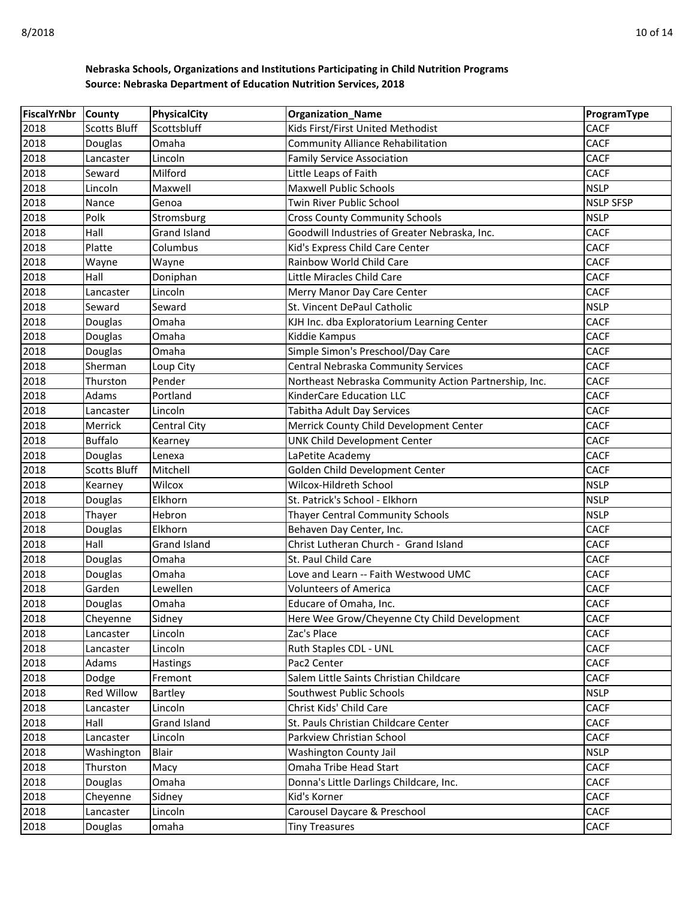**Nebraska Schools, Organizations and Institutions Participating in Child Nutrition Programs**
**Source: Nebraska Department of Education Nutrition Services, 2018**

| FiscalYrNbr | County | PhysicalCity | Organization_Name | ProgramType |
|---|---|---|---|---|
| 2018 | Scotts Bluff | Scottsbluff | Kids First/First United Methodist | CACF |
| 2018 | Douglas | Omaha | Community Alliance Rehabilitation | CACF |
| 2018 | Lancaster | Lincoln | Family Service Association | CACF |
| 2018 | Seward | Milford | Little Leaps of Faith | CACF |
| 2018 | Lincoln | Maxwell | Maxwell Public Schools | NSLP |
| 2018 | Nance | Genoa | Twin River Public School | NSLP SFSP |
| 2018 | Polk | Stromsburg | Cross County Community Schools | NSLP |
| 2018 | Hall | Grand Island | Goodwill Industries of Greater Nebraska, Inc. | CACF |
| 2018 | Platte | Columbus | Kid's Express Child Care Center | CACF |
| 2018 | Wayne | Wayne | Rainbow World Child Care | CACF |
| 2018 | Hall | Doniphan | Little Miracles Child Care | CACF |
| 2018 | Lancaster | Lincoln | Merry Manor Day Care Center | CACF |
| 2018 | Seward | Seward | St. Vincent DePaul Catholic | NSLP |
| 2018 | Douglas | Omaha | KJH Inc. dba Exploratorium Learning Center | CACF |
| 2018 | Douglas | Omaha | Kiddie Kampus | CACF |
| 2018 | Douglas | Omaha | Simple Simon's Preschool/Day Care | CACF |
| 2018 | Sherman | Loup City | Central Nebraska Community Services | CACF |
| 2018 | Thurston | Pender | Northeast Nebraska Community Action Partnership, Inc. | CACF |
| 2018 | Adams | Portland | KinderCare Education LLC | CACF |
| 2018 | Lancaster | Lincoln | Tabitha Adult Day Services | CACF |
| 2018 | Merrick | Central City | Merrick County Child Development Center | CACF |
| 2018 | Buffalo | Kearney | UNK Child Development Center | CACF |
| 2018 | Douglas | Lenexa | LaPetite Academy | CACF |
| 2018 | Scotts Bluff | Mitchell | Golden Child Development Center | CACF |
| 2018 | Kearney | Wilcox | Wilcox-Hildreth School | NSLP |
| 2018 | Douglas | Elkhorn | St. Patrick's School - Elkhorn | NSLP |
| 2018 | Thayer | Hebron | Thayer Central Community Schools | NSLP |
| 2018 | Douglas | Elkhorn | Behaven Day Center, Inc. | CACF |
| 2018 | Hall | Grand Island | Christ Lutheran Church - Grand Island | CACF |
| 2018 | Douglas | Omaha | St. Paul Child Care | CACF |
| 2018 | Douglas | Omaha | Love and Learn -- Faith Westwood UMC | CACF |
| 2018 | Garden | Lewellen | Volunteers of America | CACF |
| 2018 | Douglas | Omaha | Educare of Omaha, Inc. | CACF |
| 2018 | Cheyenne | Sidney | Here Wee Grow/Cheyenne Cty Child Development | CACF |
| 2018 | Lancaster | Lincoln | Zac's Place | CACF |
| 2018 | Lancaster | Lincoln | Ruth Staples CDL - UNL | CACF |
| 2018 | Adams | Hastings | Pac2 Center | CACF |
| 2018 | Dodge | Fremont | Salem Little Saints Christian Childcare | CACF |
| 2018 | Red Willow | Bartley | Southwest Public Schools | NSLP |
| 2018 | Lancaster | Lincoln | Christ Kids' Child Care | CACF |
| 2018 | Hall | Grand Island | St. Pauls Christian Childcare Center | CACF |
| 2018 | Lancaster | Lincoln | Parkview Christian School | CACF |
| 2018 | Washington | Blair | Washington County Jail | NSLP |
| 2018 | Thurston | Macy | Omaha Tribe Head Start | CACF |
| 2018 | Douglas | Omaha | Donna's Little Darlings Childcare, Inc. | CACF |
| 2018 | Cheyenne | Sidney | Kid's Korner | CACF |
| 2018 | Lancaster | Lincoln | Carousel Daycare & Preschool | CACF |
| 2018 | Douglas | omaha | Tiny Treasures | CACF |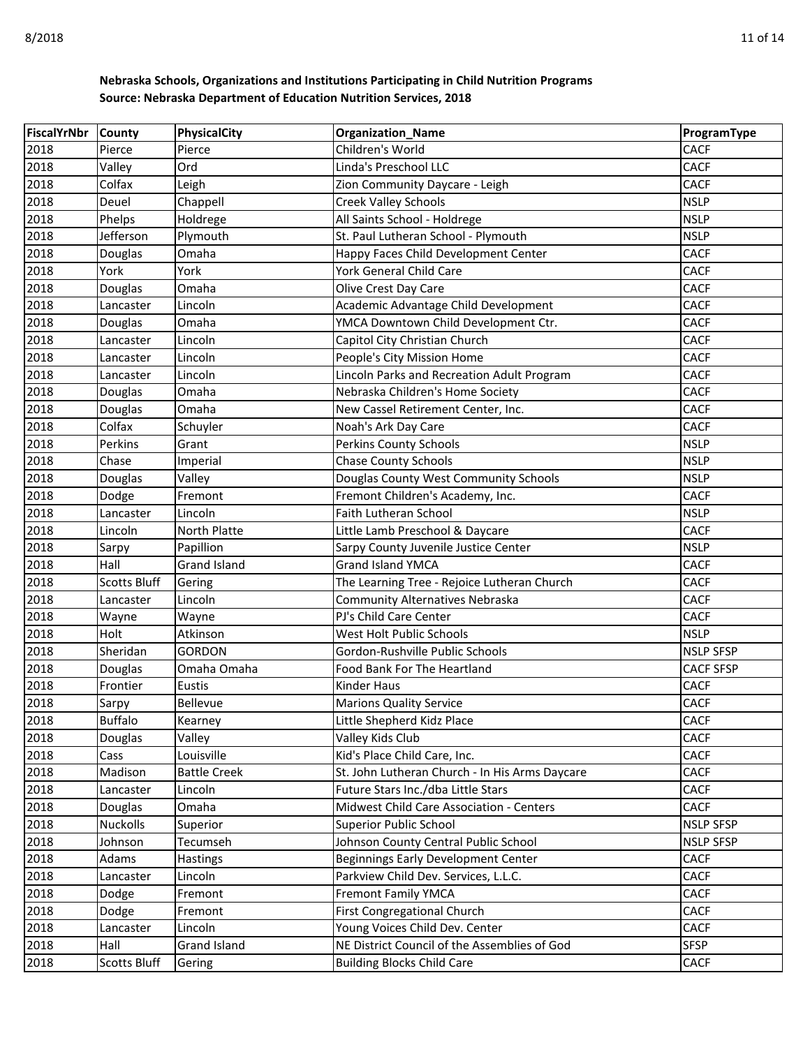**Nebraska Schools, Organizations and Institutions Participating in Child Nutrition Programs**
**Source: Nebraska Department of Education Nutrition Services, 2018**

| FiscalYrNbr | County | PhysicalCity | Organization_Name | ProgramType |
|---|---|---|---|---|
| 2018 | Pierce | Pierce | Children's World | CACF |
| 2018 | Valley | Ord | Linda's Preschool LLC | CACF |
| 2018 | Colfax | Leigh | Zion Community Daycare - Leigh | CACF |
| 2018 | Deuel | Chappell | Creek Valley Schools | NSLP |
| 2018 | Phelps | Holdrege | All Saints School - Holdrege | NSLP |
| 2018 | Jefferson | Plymouth | St. Paul Lutheran School - Plymouth | NSLP |
| 2018 | Douglas | Omaha | Happy Faces Child Development Center | CACF |
| 2018 | York | York | York General Child Care | CACF |
| 2018 | Douglas | Omaha | Olive Crest Day Care | CACF |
| 2018 | Lancaster | Lincoln | Academic Advantage Child Development | CACF |
| 2018 | Douglas | Omaha | YMCA Downtown Child Development Ctr. | CACF |
| 2018 | Lancaster | Lincoln | Capitol City Christian Church | CACF |
| 2018 | Lancaster | Lincoln | People's City Mission Home | CACF |
| 2018 | Lancaster | Lincoln | Lincoln Parks and Recreation Adult Program | CACF |
| 2018 | Douglas | Omaha | Nebraska Children's Home Society | CACF |
| 2018 | Douglas | Omaha | New Cassel Retirement Center, Inc. | CACF |
| 2018 | Colfax | Schuyler | Noah's Ark Day Care | CACF |
| 2018 | Perkins | Grant | Perkins County Schools | NSLP |
| 2018 | Chase | Imperial | Chase County Schools | NSLP |
| 2018 | Douglas | Valley | Douglas County West Community Schools | NSLP |
| 2018 | Dodge | Fremont | Fremont Children's Academy, Inc. | CACF |
| 2018 | Lancaster | Lincoln | Faith Lutheran School | NSLP |
| 2018 | Lincoln | North Platte | Little Lamb Preschool & Daycare | CACF |
| 2018 | Sarpy | Papillion | Sarpy County Juvenile Justice Center | NSLP |
| 2018 | Hall | Grand Island | Grand Island YMCA | CACF |
| 2018 | Scotts Bluff | Gering | The Learning Tree - Rejoice Lutheran Church | CACF |
| 2018 | Lancaster | Lincoln | Community Alternatives Nebraska | CACF |
| 2018 | Wayne | Wayne | PJ's Child Care Center | CACF |
| 2018 | Holt | Atkinson | West Holt Public Schools | NSLP |
| 2018 | Sheridan | GORDON | Gordon-Rushville Public Schools | NSLP SFSP |
| 2018 | Douglas | Omaha Omaha | Food Bank For The Heartland | CACF SFSP |
| 2018 | Frontier | Eustis | Kinder Haus | CACF |
| 2018 | Sarpy | Bellevue | Marions Quality Service | CACF |
| 2018 | Buffalo | Kearney | Little Shepherd Kidz Place | CACF |
| 2018 | Douglas | Valley | Valley Kids Club | CACF |
| 2018 | Cass | Louisville | Kid's Place Child Care, Inc. | CACF |
| 2018 | Madison | Battle Creek | St. John Lutheran Church - In His Arms Daycare | CACF |
| 2018 | Lancaster | Lincoln | Future Stars Inc./dba Little Stars | CACF |
| 2018 | Douglas | Omaha | Midwest Child Care Association - Centers | CACF |
| 2018 | Nuckolls | Superior | Superior Public School | NSLP SFSP |
| 2018 | Johnson | Tecumseh | Johnson County Central Public School | NSLP SFSP |
| 2018 | Adams | Hastings | Beginnings Early Development Center | CACF |
| 2018 | Lancaster | Lincoln | Parkview Child Dev. Services, L.L.C. | CACF |
| 2018 | Dodge | Fremont | Fremont Family YMCA | CACF |
| 2018 | Dodge | Fremont | First Congregational Church | CACF |
| 2018 | Lancaster | Lincoln | Young Voices Child Dev. Center | CACF |
| 2018 | Hall | Grand Island | NE District Council of the Assemblies of God | SFSP |
| 2018 | Scotts Bluff | Gering | Building Blocks Child Care | CACF |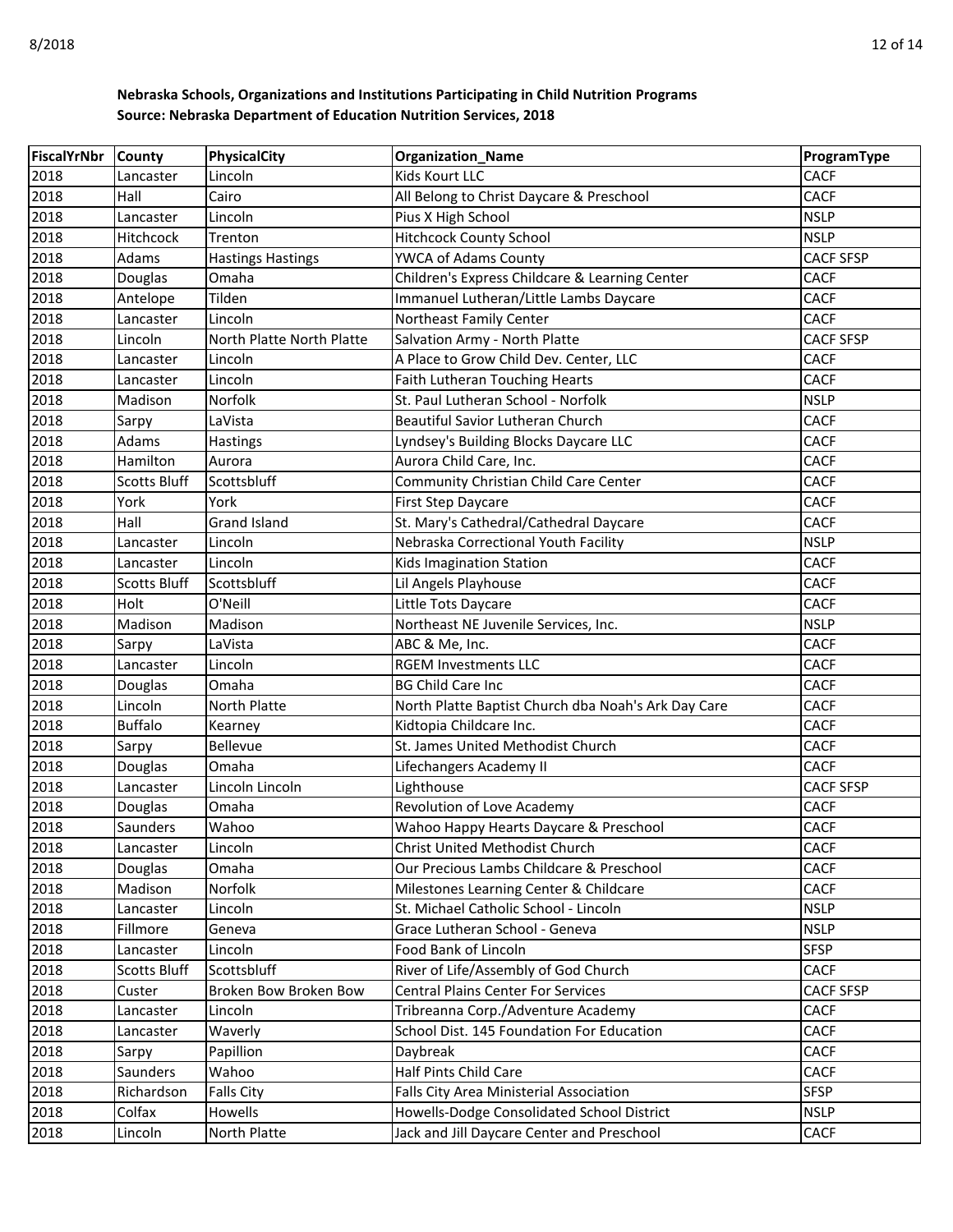**Nebraska Schools, Organizations and Institutions Participating in Child Nutrition Programs**
**Source: Nebraska Department of Education Nutrition Services, 2018**

| FiscalYrNbr | County | PhysicalCity | Organization_Name | ProgramType |
|---|---|---|---|---|
| 2018 | Lancaster | Lincoln | Kids Kourt LLC | CACF |
| 2018 | Hall | Cairo | All Belong to Christ Daycare & Preschool | CACF |
| 2018 | Lancaster | Lincoln | Pius X High School | NSLP |
| 2018 | Hitchcock | Trenton | Hitchcock County School | NSLP |
| 2018 | Adams | Hastings Hastings | YWCA of Adams County | CACF SFSP |
| 2018 | Douglas | Omaha | Children's Express Childcare & Learning Center | CACF |
| 2018 | Antelope | Tilden | Immanuel Lutheran/Little Lambs Daycare | CACF |
| 2018 | Lancaster | Lincoln | Northeast Family Center | CACF |
| 2018 | Lincoln | North Platte North Platte | Salvation Army - North Platte | CACF SFSP |
| 2018 | Lancaster | Lincoln | A Place to Grow Child Dev. Center, LLC | CACF |
| 2018 | Lancaster | Lincoln | Faith Lutheran Touching Hearts | CACF |
| 2018 | Madison | Norfolk | St. Paul Lutheran School - Norfolk | NSLP |
| 2018 | Sarpy | LaVista | Beautiful Savior Lutheran Church | CACF |
| 2018 | Adams | Hastings | Lyndsey's Building Blocks Daycare LLC | CACF |
| 2018 | Hamilton | Aurora | Aurora Child Care, Inc. | CACF |
| 2018 | Scotts Bluff | Scottsbluff | Community Christian Child Care Center | CACF |
| 2018 | York | York | First Step Daycare | CACF |
| 2018 | Hall | Grand Island | St. Mary's Cathedral/Cathedral Daycare | CACF |
| 2018 | Lancaster | Lincoln | Nebraska Correctional Youth Facility | NSLP |
| 2018 | Lancaster | Lincoln | Kids Imagination Station | CACF |
| 2018 | Scotts Bluff | Scottsbluff | Lil Angels Playhouse | CACF |
| 2018 | Holt | O'Neill | Little Tots Daycare | CACF |
| 2018 | Madison | Madison | Northeast NE Juvenile Services, Inc. | NSLP |
| 2018 | Sarpy | LaVista | ABC & Me, Inc. | CACF |
| 2018 | Lancaster | Lincoln | RGEM Investments LLC | CACF |
| 2018 | Douglas | Omaha | BG Child Care Inc | CACF |
| 2018 | Lincoln | North Platte | North Platte Baptist Church dba Noah's Ark Day Care | CACF |
| 2018 | Buffalo | Kearney | Kidtopia Childcare Inc. | CACF |
| 2018 | Sarpy | Bellevue | St. James United Methodist Church | CACF |
| 2018 | Douglas | Omaha | Lifechangers Academy II | CACF |
| 2018 | Lancaster | Lincoln Lincoln | Lighthouse | CACF SFSP |
| 2018 | Douglas | Omaha | Revolution of Love Academy | CACF |
| 2018 | Saunders | Wahoo | Wahoo Happy Hearts Daycare & Preschool | CACF |
| 2018 | Lancaster | Lincoln | Christ United Methodist Church | CACF |
| 2018 | Douglas | Omaha | Our Precious Lambs Childcare & Preschool | CACF |
| 2018 | Madison | Norfolk | Milestones Learning Center & Childcare | CACF |
| 2018 | Lancaster | Lincoln | St. Michael Catholic School - Lincoln | NSLP |
| 2018 | Fillmore | Geneva | Grace Lutheran School - Geneva | NSLP |
| 2018 | Lancaster | Lincoln | Food Bank of Lincoln | SFSP |
| 2018 | Scotts Bluff | Scottsbluff | River of Life/Assembly of God Church | CACF |
| 2018 | Custer | Broken Bow Broken Bow | Central Plains Center For Services | CACF SFSP |
| 2018 | Lancaster | Lincoln | Tribreanna Corp./Adventure Academy | CACF |
| 2018 | Lancaster | Waverly | School Dist. 145 Foundation For Education | CACF |
| 2018 | Sarpy | Papillion | Daybreak | CACF |
| 2018 | Saunders | Wahoo | Half Pints Child Care | CACF |
| 2018 | Richardson | Falls City | Falls City Area Ministerial Association | SFSP |
| 2018 | Colfax | Howells | Howells-Dodge Consolidated School District | NSLP |
| 2018 | Lincoln | North Platte | Jack and Jill Daycare Center and Preschool | CACF |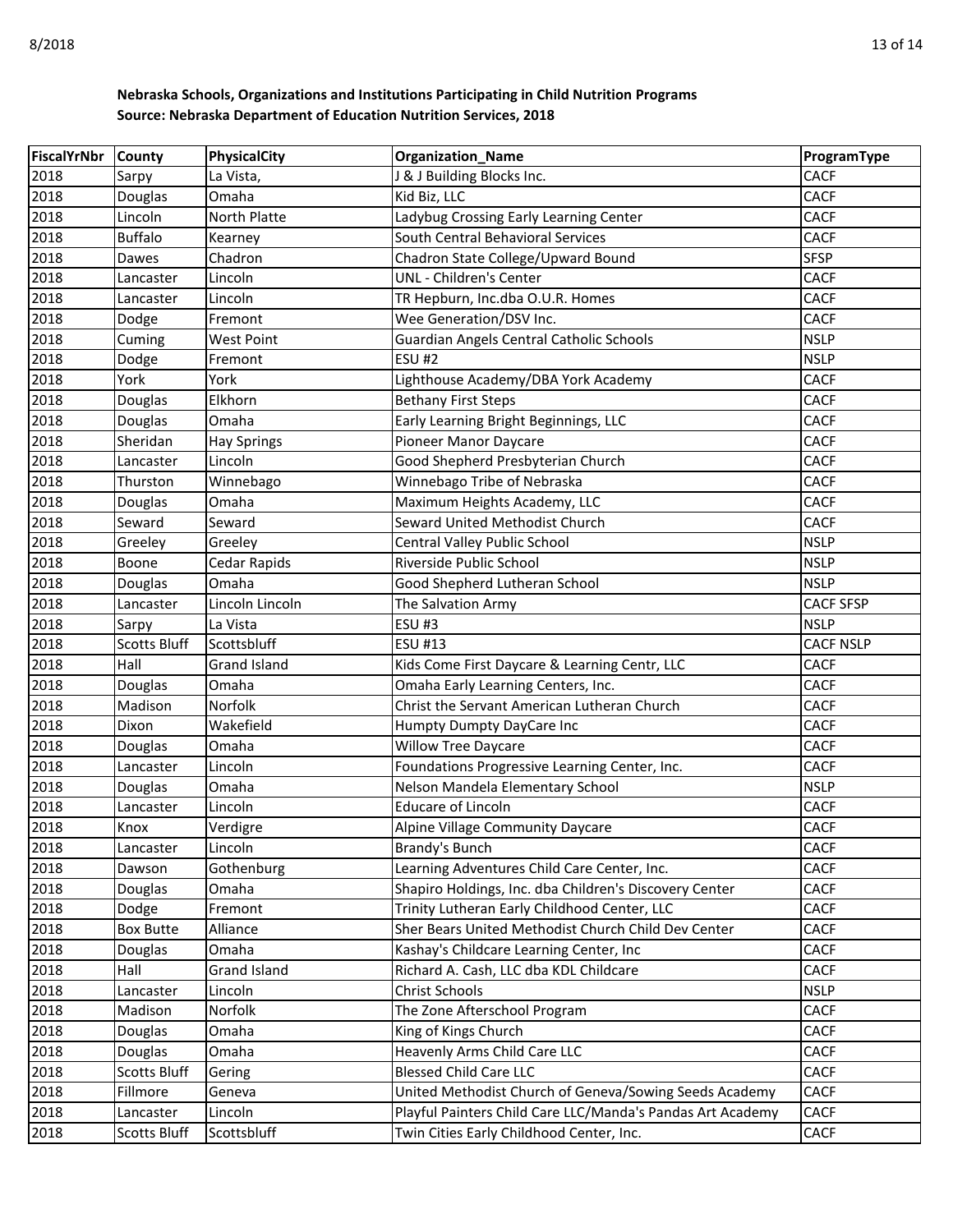**Nebraska Schools, Organizations and Institutions Participating in Child Nutrition Programs**
**Source: Nebraska Department of Education Nutrition Services, 2018**

| FiscalYrNbr | County | PhysicalCity | Organization_Name | ProgramType |
|---|---|---|---|---|
| 2018 | Sarpy | La Vista, | J & J Building Blocks Inc. | CACF |
| 2018 | Douglas | Omaha | Kid Biz, LLC | CACF |
| 2018 | Lincoln | North Platte | Ladybug Crossing Early Learning Center | CACF |
| 2018 | Buffalo | Kearney | South Central Behavioral Services | CACF |
| 2018 | Dawes | Chadron | Chadron State College/Upward Bound | SFSP |
| 2018 | Lancaster | Lincoln | UNL - Children's Center | CACF |
| 2018 | Lancaster | Lincoln | TR Hepburn, Inc.dba O.U.R. Homes | CACF |
| 2018 | Dodge | Fremont | Wee Generation/DSV Inc. | CACF |
| 2018 | Cuming | West Point | Guardian Angels Central Catholic Schools | NSLP |
| 2018 | Dodge | Fremont | ESU #2 | NSLP |
| 2018 | York | York | Lighthouse Academy/DBA York Academy | CACF |
| 2018 | Douglas | Elkhorn | Bethany First Steps | CACF |
| 2018 | Douglas | Omaha | Early Learning Bright Beginnings, LLC | CACF |
| 2018 | Sheridan | Hay Springs | Pioneer Manor Daycare | CACF |
| 2018 | Lancaster | Lincoln | Good Shepherd Presbyterian Church | CACF |
| 2018 | Thurston | Winnebago | Winnebago Tribe of Nebraska | CACF |
| 2018 | Douglas | Omaha | Maximum Heights Academy, LLC | CACF |
| 2018 | Seward | Seward | Seward United Methodist Church | CACF |
| 2018 | Greeley | Greeley | Central Valley Public School | NSLP |
| 2018 | Boone | Cedar Rapids | Riverside Public School | NSLP |
| 2018 | Douglas | Omaha | Good Shepherd Lutheran School | NSLP |
| 2018 | Lancaster | Lincoln Lincoln | The Salvation Army | CACF SFSP |
| 2018 | Sarpy | La Vista | ESU #3 | NSLP |
| 2018 | Scotts Bluff | Scottsbluff | ESU #13 | CACF NSLP |
| 2018 | Hall | Grand Island | Kids Come First Daycare & Learning Centr, LLC | CACF |
| 2018 | Douglas | Omaha | Omaha Early Learning Centers, Inc. | CACF |
| 2018 | Madison | Norfolk | Christ the Servant American Lutheran Church | CACF |
| 2018 | Dixon | Wakefield | Humpty Dumpty DayCare Inc | CACF |
| 2018 | Douglas | Omaha | Willow Tree Daycare | CACF |
| 2018 | Lancaster | Lincoln | Foundations Progressive Learning Center, Inc. | CACF |
| 2018 | Douglas | Omaha | Nelson Mandela Elementary School | NSLP |
| 2018 | Lancaster | Lincoln | Educare of Lincoln | CACF |
| 2018 | Knox | Verdigre | Alpine Village Community Daycare | CACF |
| 2018 | Lancaster | Lincoln | Brandy's Bunch | CACF |
| 2018 | Dawson | Gothenburg | Learning Adventures Child Care Center, Inc. | CACF |
| 2018 | Douglas | Omaha | Shapiro Holdings, Inc. dba Children's Discovery Center | CACF |
| 2018 | Dodge | Fremont | Trinity Lutheran Early Childhood Center, LLC | CACF |
| 2018 | Box Butte | Alliance | Sher Bears United Methodist Church Child Dev Center | CACF |
| 2018 | Douglas | Omaha | Kashay's Childcare Learning Center, Inc | CACF |
| 2018 | Hall | Grand Island | Richard A. Cash, LLC dba KDL Childcare | CACF |
| 2018 | Lancaster | Lincoln | Christ Schools | NSLP |
| 2018 | Madison | Norfolk | The Zone Afterschool Program | CACF |
| 2018 | Douglas | Omaha | King of Kings Church | CACF |
| 2018 | Douglas | Omaha | Heavenly Arms Child Care LLC | CACF |
| 2018 | Scotts Bluff | Gering | Blessed Child Care LLC | CACF |
| 2018 | Fillmore | Geneva | United Methodist Church of Geneva/Sowing Seeds Academy | CACF |
| 2018 | Lancaster | Lincoln | Playful Painters Child Care LLC/Manda's Pandas Art Academy | CACF |
| 2018 | Scotts Bluff | Scottsbluff | Twin Cities Early Childhood Center, Inc. | CACF |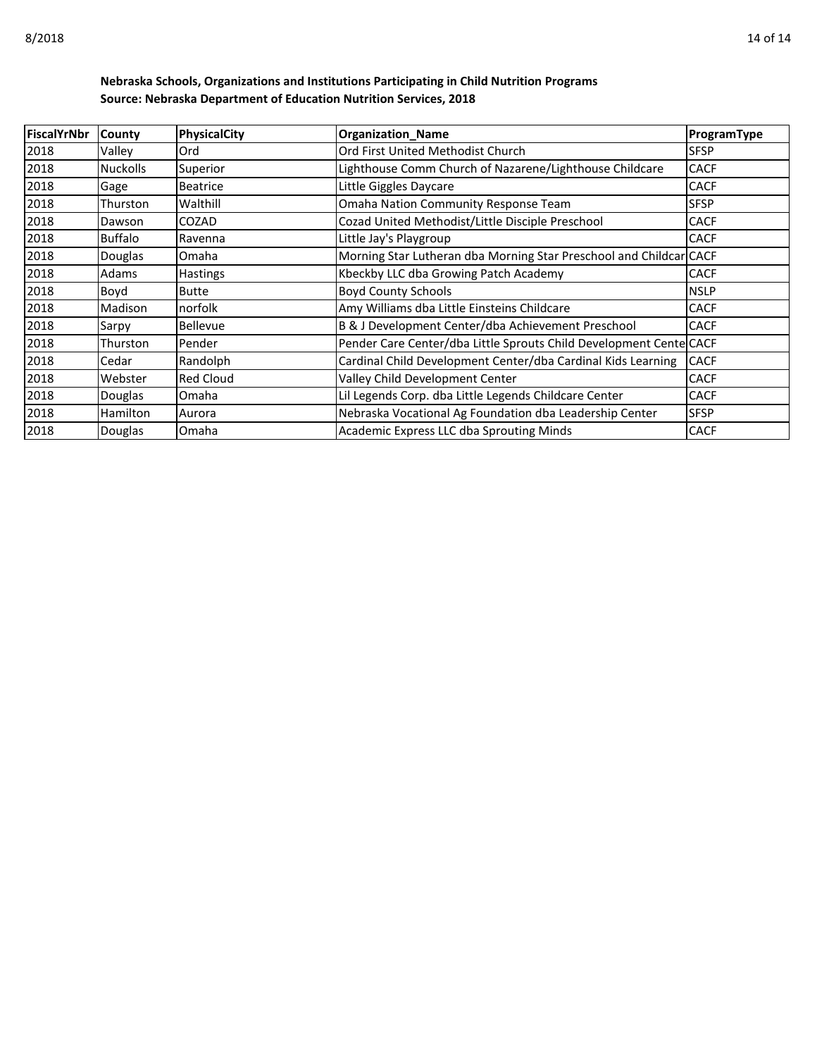**Nebraska Schools, Organizations and Institutions Participating in Child Nutrition Programs**
**Source: Nebraska Department of Education Nutrition Services, 2018**

| FiscalYrNbr | County | PhysicalCity | Organization_Name | ProgramType |
|---|---|---|---|---|
| 2018 | Valley | Ord | Ord First United Methodist Church | SFSP |
| 2018 | Nuckolls | Superior | Lighthouse Comm Church of Nazarene/Lighthouse Childcare | CACF |
| 2018 | Gage | Beatrice | Little Giggles Daycare | CACF |
| 2018 | Thurston | Walthill | Omaha Nation Community Response Team | SFSP |
| 2018 | Dawson | COZAD | Cozad United Methodist/Little Disciple Preschool | CACF |
| 2018 | Buffalo | Ravenna | Little Jay's Playgroup | CACF |
| 2018 | Douglas | Omaha | Morning Star Lutheran dba Morning Star Preschool and Childcar | CACF |
| 2018 | Adams | Hastings | Kbeckby LLC dba Growing Patch Academy | CACF |
| 2018 | Boyd | Butte | Boyd County Schools | NSLP |
| 2018 | Madison | norfolk | Amy Williams dba Little Einsteins Childcare | CACF |
| 2018 | Sarpy | Bellevue | B & J Development Center/dba Achievement Preschool | CACF |
| 2018 | Thurston | Pender | Pender Care Center/dba Little Sprouts Child Development Cente | CACF |
| 2018 | Cedar | Randolph | Cardinal Child Development Center/dba Cardinal Kids Learning | CACF |
| 2018 | Webster | Red Cloud | Valley Child Development Center | CACF |
| 2018 | Douglas | Omaha | Lil Legends Corp. dba Little Legends Childcare Center | CACF |
| 2018 | Hamilton | Aurora | Nebraska Vocational Ag Foundation dba Leadership Center | SFSP |
| 2018 | Douglas | Omaha | Academic Express LLC dba Sprouting Minds | CACF |